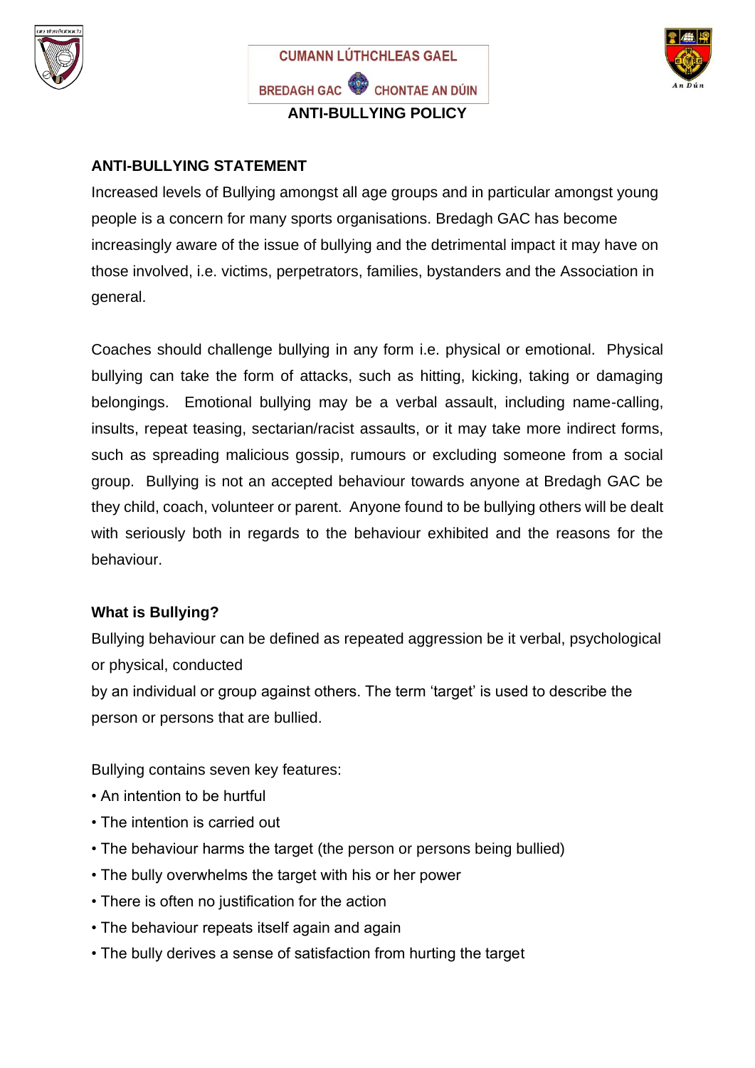CUMANN LÚTHCHLEAS GAEL

BREDAGH GAC CHONTAE AN DÚIN

# ANTI-BULLYING POLICY

## ANTI-BULLYING STATEMENT

Increased levels of Bullying amongst all age groups and in particular amongst young people is a concern for many sports organisations. Bredagh GAC has become increasingly aware of the issue of bullying and the detrimental impact it may have on those involved, i.e. victims, perpetrators, families, bystanders and the Association in general.

Coaches should challenge bullying in any form i.e. physical or emotional. Physical bullying can take the form of attacks, such as hitting, kicking, taking or damaging belongings. Emotional bullying may be a verbal assault, including name-calling, insults, repeat teasing, sectarian/racist assaults, or it may take more indirect forms, such as spreading malicious gossip, rumours or excluding someone from a social group. Bullying is not an accepted behaviour towards anyone at Bredagh GAC be they child, coach, volunteer or parent. Anyone found to be bullying others will be dealt with seriously both in regards to the behaviour exhibited and the reasons for the behaviour.

### What is Bullying?

Bullying behaviour can be defined as repeated aggression be it verbal, psychological or physical, conducted by an individual or group against others. The term 'target' is used to describe the person or persons that are bullied.

Bullying contains seven key features:

- An intention to be hurtful
- The intention is carried out
- The behaviour harms the target (the person or persons being bullied)
- The bully overwhelms the target with his or her power
- There is often no justification for the action
- The behaviour repeats itself again and again
- The bully derives a sense of satisfaction from hurting the target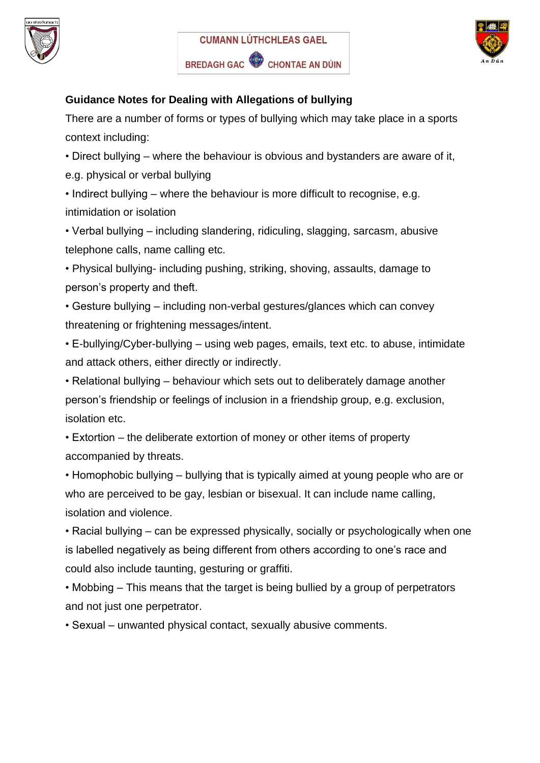**Guidance Notes for Dealing with Allegations of bullying**

There are a number of forms or types of bullying which may take place in a sports context including:

- Direct bullying – where the behaviour is obvious and bystanders are aware of it, e.g. physical or verbal bullying
- Indirect bullying – where the behaviour is more difficult to recognise, e.g. intimidation or isolation
- Verbal bullying – including slandering, ridiculing, slagging, sarcasm, abusive telephone calls, name calling etc.
- Physical bullying- including pushing, striking, shoving, assaults, damage to person's property and theft.
- Gesture bullying – including non-verbal gestures/glances which can convey threatening or frightening messages/intent.
- E-bullying/Cyber-bullying – using web pages, emails, text etc. to abuse, intimidate and attack others, either directly or indirectly.
- Relational bullying – behaviour which sets out to deliberately damage another person's friendship or feelings of inclusion in a friendship group, e.g. exclusion, isolation etc.
- Extortion – the deliberate extortion of money or other items of property accompanied by threats.
- Homophobic bullying – bullying that is typically aimed at young people who are or who are perceived to be gay, lesbian or bisexual. It can include name calling, isolation and violence.
- Racial bullying – can be expressed physically, socially or psychologically when one is labelled negatively as being different from others according to one's race and could also include taunting, gesturing or graffiti.
- Mobbing – This means that the target is being bullied by a group of perpetrators and not just one perpetrator.
- Sexual – unwanted physical contact, sexually abusive comments.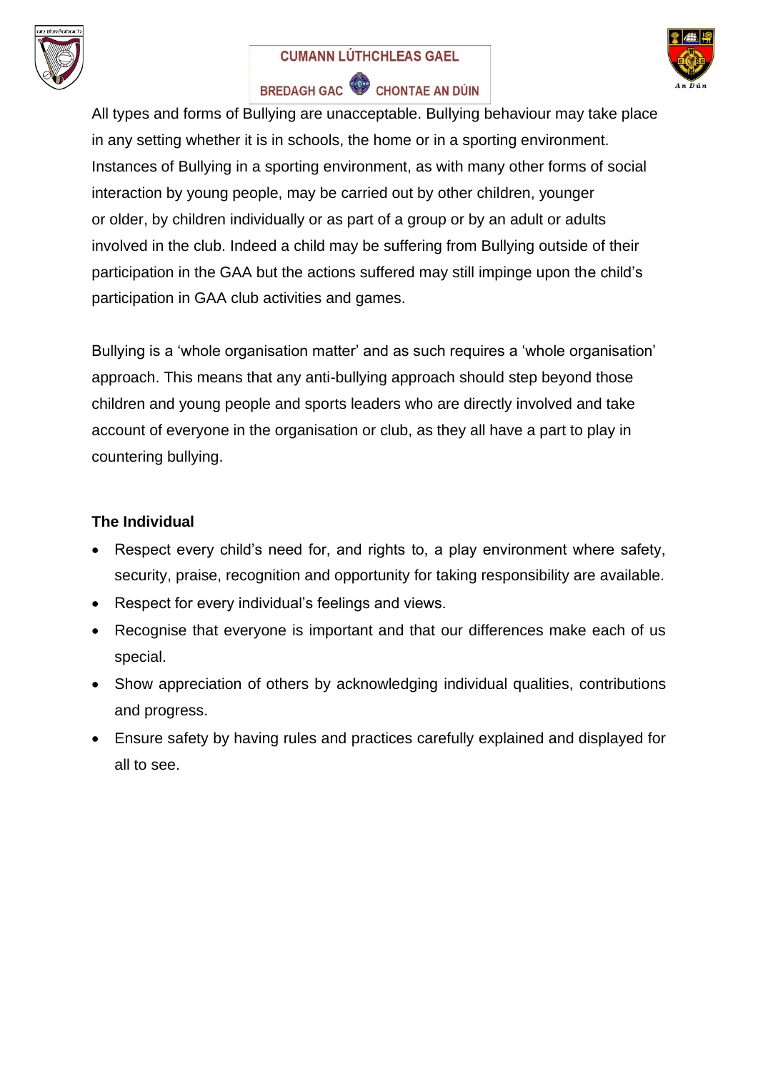All types and forms of Bullying are unacceptable. Bullying behaviour may take place in any setting whether it is in schools, the home or in a sporting environment. Instances of Bullying in a sporting environment, as with many other forms of social interaction by young people, may be carried out by other children, younger or older, by children individually or as part of a group or by an adult or adults involved in the club. Indeed a child may be suffering from Bullying outside of their participation in the GAA but the actions suffered may still impinge upon the child's participation in GAA club activities and games.

Bullying is a 'whole organisation matter' and as such requires a 'whole organisation' approach. This means that any anti-bullying approach should step beyond those children and young people and sports leaders who are directly involved and take account of everyone in the organisation or club, as they all have a part to play in countering bullying.

**The Individual**

- Respect every child's need for, and rights to, a play environment where safety, security, praise, recognition and opportunity for taking responsibility are available.
- Respect for every individual's feelings and views.
- Recognise that everyone is important and that our differences make each of us special.
- Show appreciation of others by acknowledging individual qualities, contributions and progress.
- Ensure safety by having rules and practices carefully explained and displayed for all to see.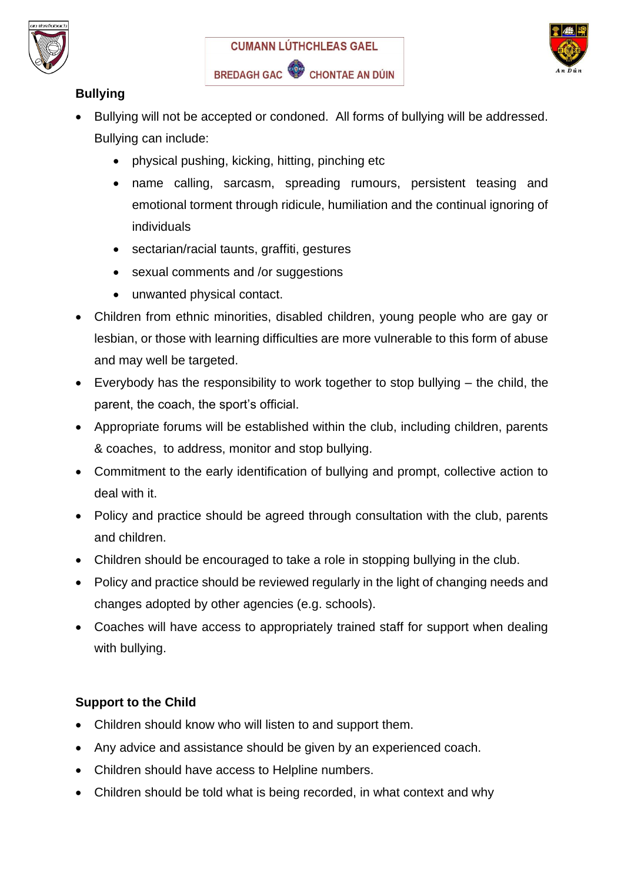## Bullying

- Bullying will not be accepted or condoned. All forms of bullying will be addressed. Bullying can include:
  - physical pushing, kicking, hitting, pinching etc
  - name calling, sarcasm, spreading rumours, persistent teasing and emotional torment through ridicule, humiliation and the continual ignoring of individuals
  - sectarian/racial taunts, graffiti, gestures
  - sexual comments and /or suggestions
  - unwanted physical contact.
- Children from ethnic minorities, disabled children, young people who are gay or lesbian, or those with learning difficulties are more vulnerable to this form of abuse and may well be targeted.
- Everybody has the responsibility to work together to stop bullying – the child, the parent, the coach, the sport's official.
- Appropriate forums will be established within the club, including children, parents & coaches, to address, monitor and stop bullying.
- Commitment to the early identification of bullying and prompt, collective action to deal with it.
- Policy and practice should be agreed through consultation with the club, parents and children.
- Children should be encouraged to take a role in stopping bullying in the club.
- Policy and practice should be reviewed regularly in the light of changing needs and changes adopted by other agencies (e.g. schools).
- Coaches will have access to appropriately trained staff for support when dealing with bullying.

## Support to the Child

- Children should know who will listen to and support them.
- Any advice and assistance should be given by an experienced coach.
- Children should have access to Helpline numbers.
- Children should be told what is being recorded, in what context and why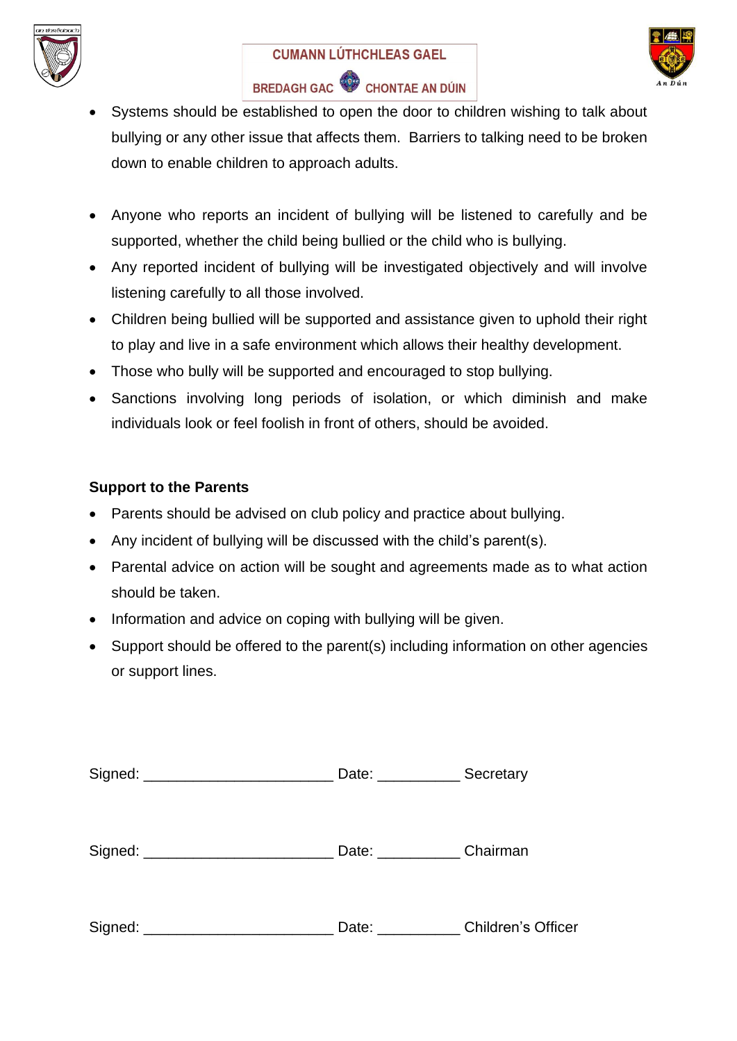- Systems should be established to open the door to children wishing to talk about bullying or any other issue that affects them. Barriers to talking need to be broken down to enable children to approach adults.

- Anyone who reports an incident of bullying will be listened to carefully and be supported, whether the child being bullied or the child who is bullying.
- Any reported incident of bullying will be investigated objectively and will involve listening carefully to all those involved.
- Children being bullied will be supported and assistance given to uphold their right to play and live in a safe environment which allows their healthy development.
- Those who bully will be supported and encouraged to stop bullying.
- Sanctions involving long periods of isolation, or which diminish and make individuals look or feel foolish in front of others, should be avoided.

**Support to the Parents**

- Parents should be advised on club policy and practice about bullying.
- Any incident of bullying will be discussed with the child's parent(s).
- Parental advice on action will be sought and agreements made as to what action should be taken.
- Information and advice on coping with bullying will be given.
- Support should be offered to the parent(s) including information on other agencies or support lines.

Signed: ______________________ Date: __________ Secretary

Signed: ______________________ Date: __________ Chairman

Signed: ______________________ Date: __________ Children's Officer